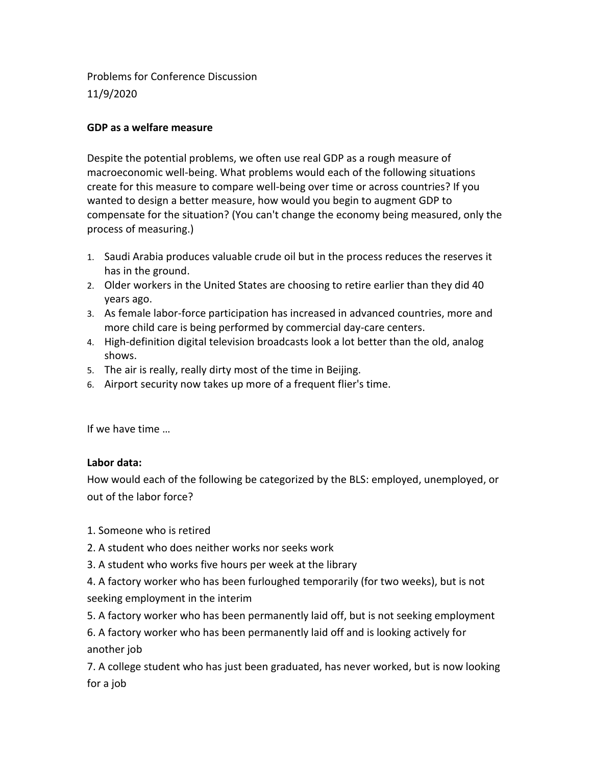Problems for Conference Discussion
11/9/2020

**GDP as a welfare measure**

Despite the potential problems, we often use real GDP as a rough measure of macroeconomic well-being. What problems would each of the following situations create for this measure to compare well-being over time or across countries? If you wanted to design a better measure, how would you begin to augment GDP to compensate for the situation? (You can't change the economy being measured, only the process of measuring.)

1. Saudi Arabia produces valuable crude oil but in the process reduces the reserves it has in the ground.
2. Older workers in the United States are choosing to retire earlier than they did 40 years ago.
3. As female labor-force participation has increased in advanced countries, more and more child care is being performed by commercial day-care centers.
4. High-definition digital television broadcasts look a lot better than the old, analog shows.
5. The air is really, really dirty most of the time in Beijing.
6. Airport security now takes up more of a frequent flier's time.

If we have time …

**Labor data:**
How would each of the following be categorized by the BLS: employed, unemployed, or out of the labor force?

1. Someone who is retired
2. A student who does neither works nor seeks work
3. A student who works five hours per week at the library
4. A factory worker who has been furloughed temporarily (for two weeks), but is not seeking employment in the interim
5. A factory worker who has been permanently laid off, but is not seeking employment
6. A factory worker who has been permanently laid off and is looking actively for another job
7. A college student who has just been graduated, has never worked, but is now looking for a job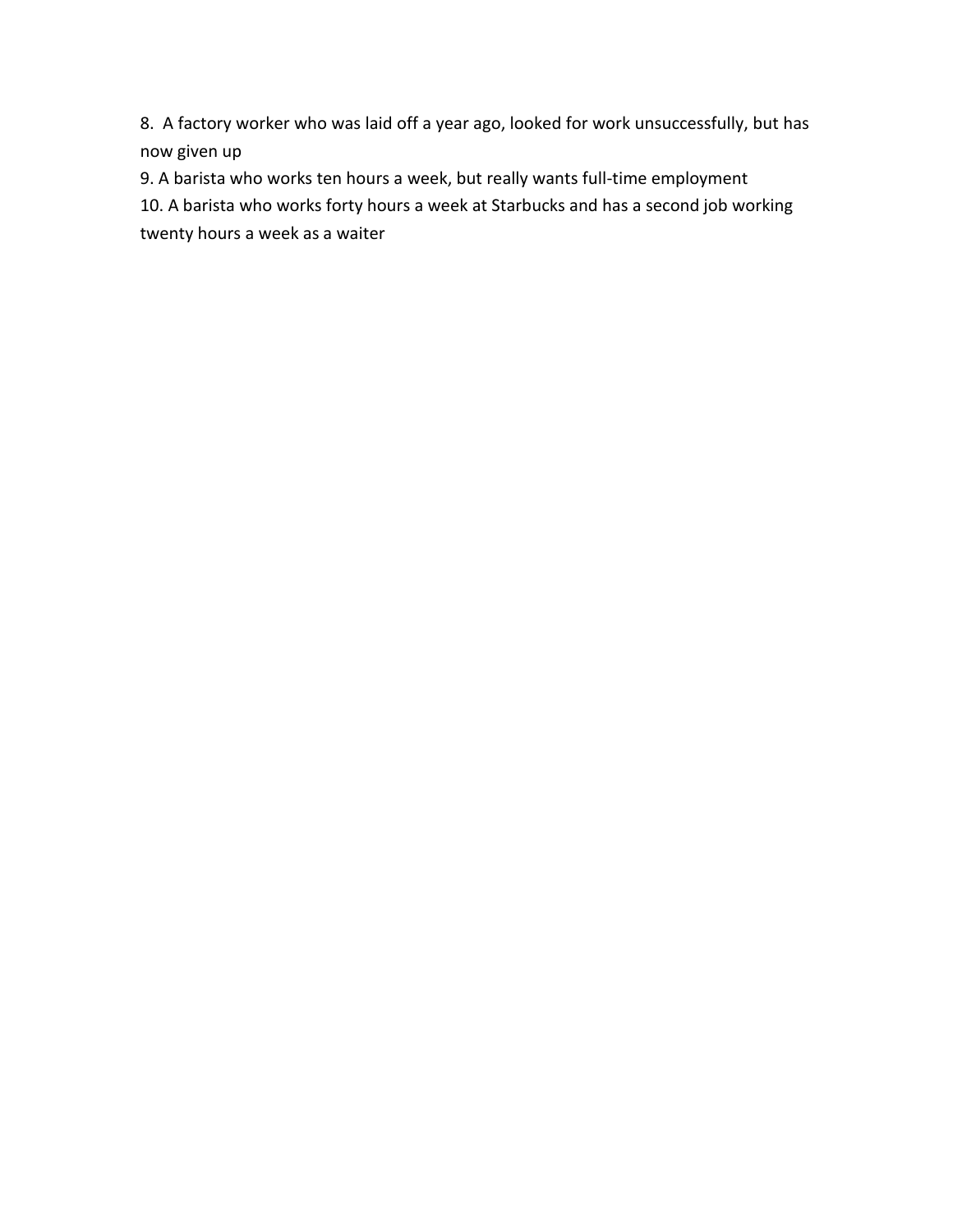8. A factory worker who was laid off a year ago, looked for work unsuccessfully, but has now given up
9. A barista who works ten hours a week, but really wants full-time employment
10. A barista who works forty hours a week at Starbucks and has a second job working twenty hours a week as a waiter